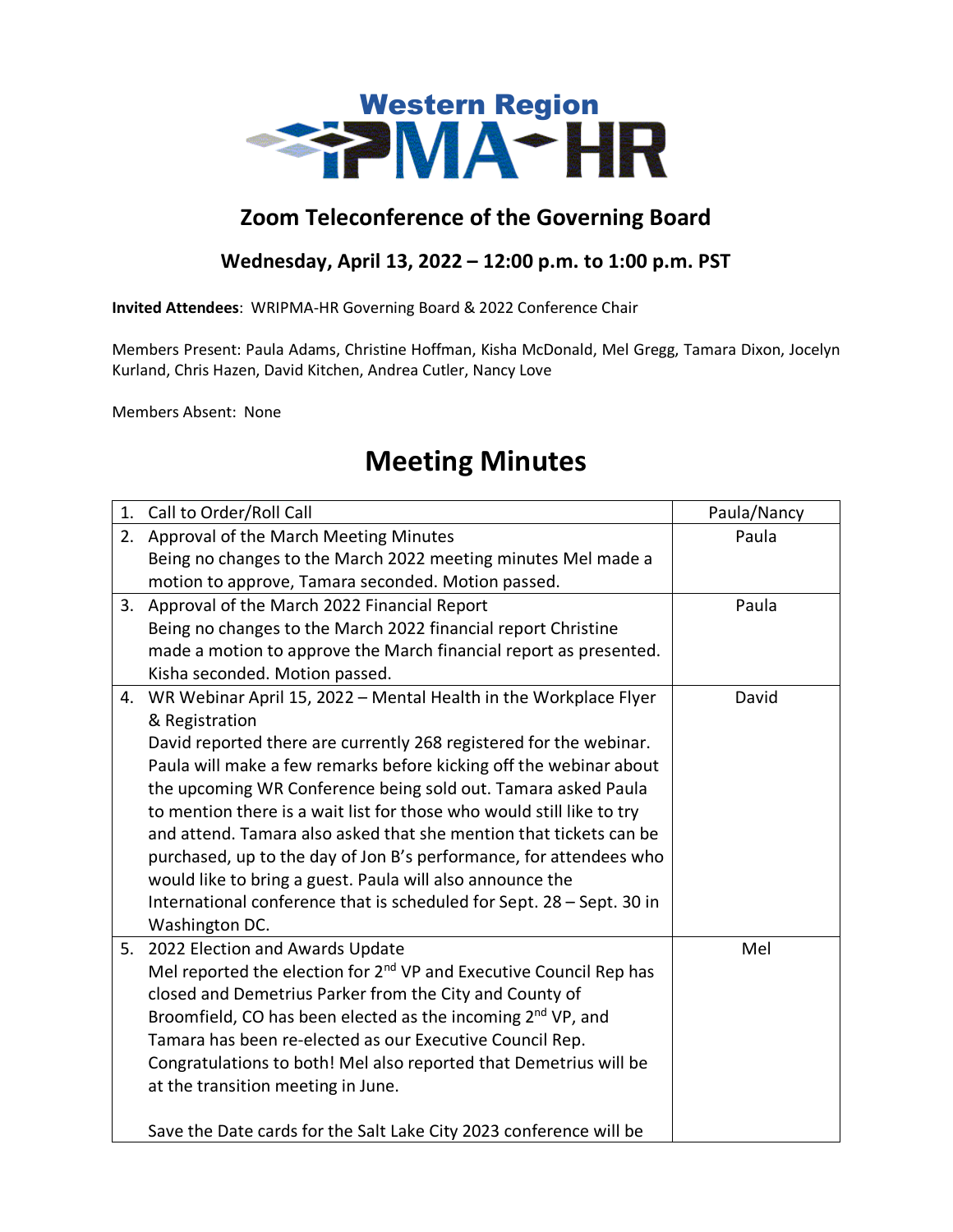# Western Region IPMA-HR

## Zoom Teleconference of the Governing Board

### Wednesday, April 13, 2022 – 12:00 p.m. to 1:00 p.m. PST

**Invited Attendees**: WRIPMA-HR Governing Board & 2022 Conference Chair

Members Present: Paula Adams, Christine Hoffman, Kisha McDonald, Mel Gregg, Tamara Dixon, Jocelyn Kurland, Chris Hazen, David Kitchen, Andrea Cutler, Nancy Love

Members Absent: None

# Meeting Minutes

| | |
|---|---|
| 1. Call to Order/Roll Call | Paula/Nancy |
| 2. Approval of the March Meeting Minutes<br>Being no changes to the March 2022 meeting minutes Mel made a motion to approve, Tamara seconded. Motion passed. | Paula |
| 3. Approval of the March 2022 Financial Report<br>Being no changes to the March 2022 financial report Christine made a motion to approve the March financial report as presented. Kisha seconded. Motion passed. | Paula |
| 4. WR Webinar April 15, 2022 – Mental Health in the Workplace Flyer & Registration<br>David reported there are currently 268 registered for the webinar. Paula will make a few remarks before kicking off the webinar about the upcoming WR Conference being sold out. Tamara asked Paula to mention there is a wait list for those who would still like to try and attend. Tamara also asked that she mention that tickets can be purchased, up to the day of Jon B's performance, for attendees who would like to bring a guest. Paula will also announce the International conference that is scheduled for Sept. 28 – Sept. 30 in Washington DC. | David |
| 5. 2022 Election and Awards Update<br>Mel reported the election for 2nd VP and Executive Council Rep has closed and Demetrius Parker from the City and County of Broomfield, CO has been elected as the incoming 2nd VP, and Tamara has been re-elected as our Executive Council Rep. Congratulations to both! Mel also reported that Demetrius will be at the transition meeting in June.<br><br>Save the Date cards for the Salt Lake City 2023 conference will be | Mel |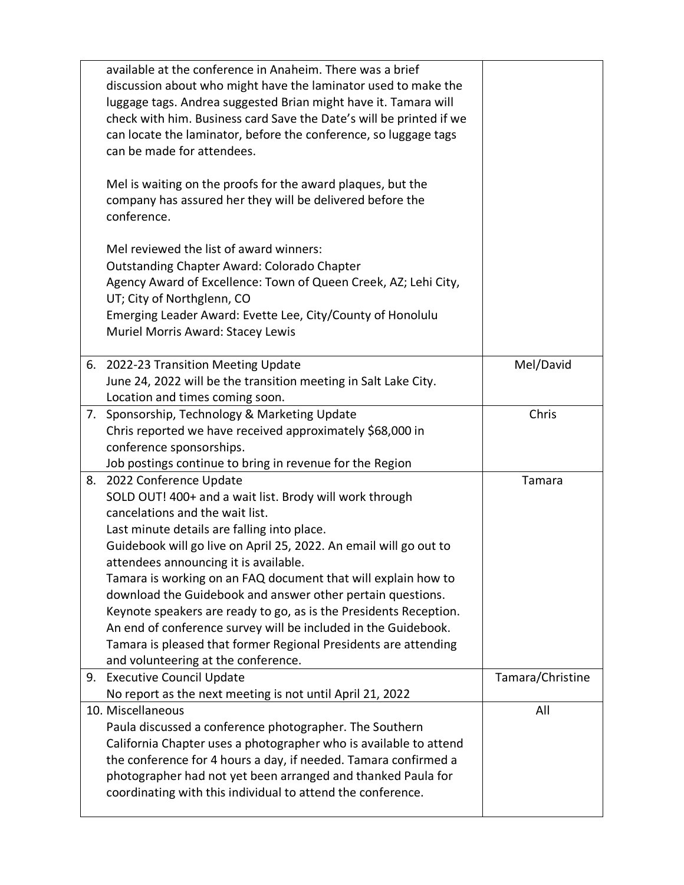| | |
|---|---|
| available at the conference in Anaheim. There was a brief discussion about who might have the laminator used to make the luggage tags. Andrea suggested Brian might have it. Tamara will check with him. Business card Save the Date's will be printed if we can locate the laminator, before the conference, so luggage tags can be made for attendees.<br><br>Mel is waiting on the proofs for the award plaques, but the company has assured her they will be delivered before the conference.<br><br>Mel reviewed the list of award winners:<br>Outstanding Chapter Award: Colorado Chapter<br>Agency Award of Excellence: Town of Queen Creek, AZ; Lehi City, UT; City of Northglenn, CO<br>Emerging Leader Award: Evette Lee, City/County of Honolulu<br>Muriel Morris Award: Stacey Lewis | |
| 6. 2022-23 Transition Meeting Update<br>June 24, 2022 will be the transition meeting in Salt Lake City. Location and times coming soon. | Mel/David |
| 7. Sponsorship, Technology & Marketing Update<br>Chris reported we have received approximately $68,000 in conference sponsorships.<br>Job postings continue to bring in revenue for the Region | Chris |
| 8. 2022 Conference Update<br>SOLD OUT! 400+ and a wait list. Brody will work through cancelations and the wait list.<br>Last minute details are falling into place.<br>Guidebook will go live on April 25, 2022. An email will go out to attendees announcing it is available.<br>Tamara is working on an FAQ document that will explain how to download the Guidebook and answer other pertain questions.<br>Keynote speakers are ready to go, as is the Presidents Reception.<br>An end of conference survey will be included in the Guidebook.<br>Tamara is pleased that former Regional Presidents are attending and volunteering at the conference. | Tamara |
| 9. Executive Council Update<br>No report as the next meeting is not until April 21, 2022 | Tamara/Christine |
| 10. Miscellaneous<br>Paula discussed a conference photographer. The Southern California Chapter uses a photographer who is available to attend the conference for 4 hours a day, if needed. Tamara confirmed a photographer had not yet been arranged and thanked Paula for coordinating with this individual to attend the conference. | All |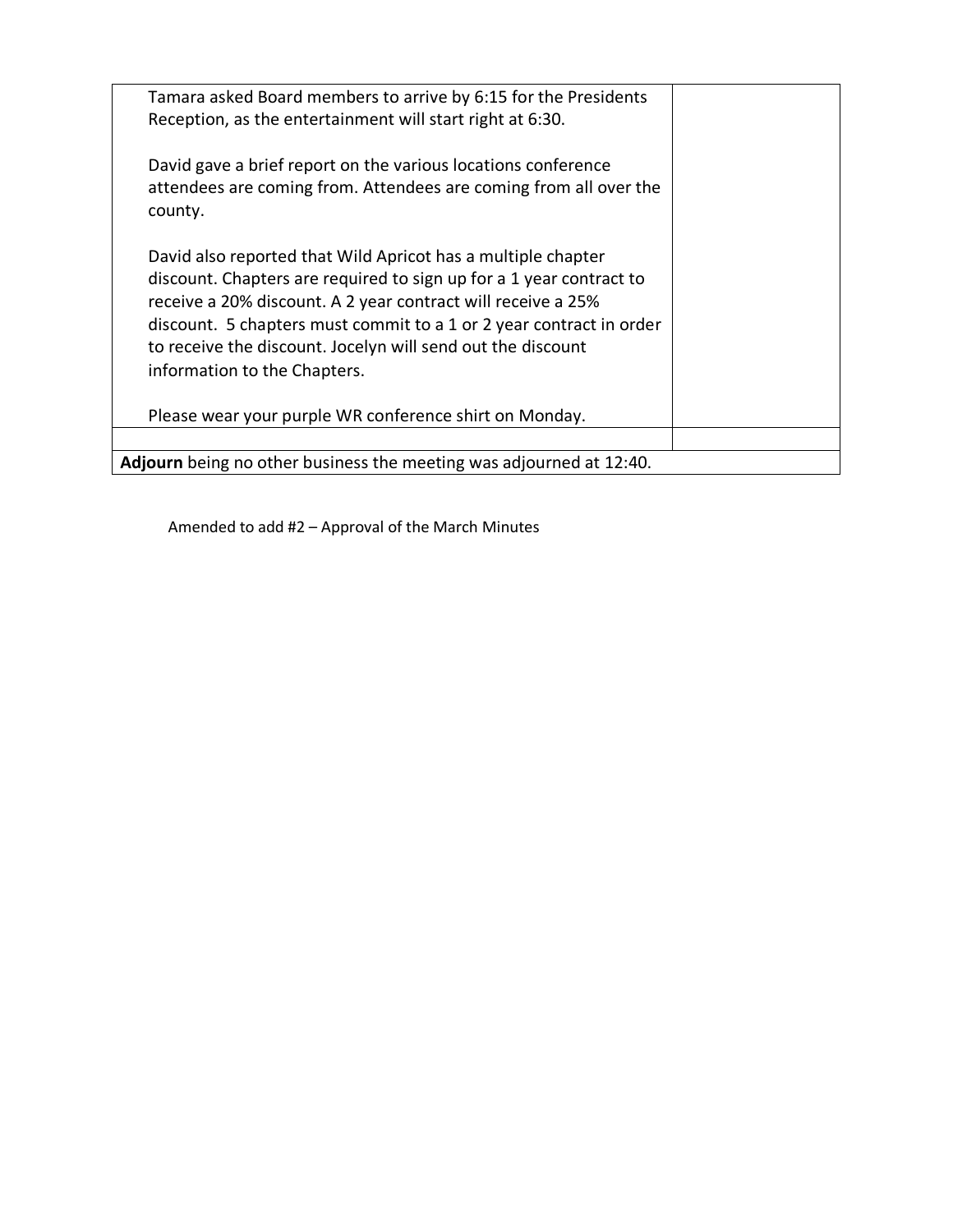| | |
|---|---|
| Tamara asked Board members to arrive by 6:15 for the Presidents Reception, as the entertainment will start right at 6:30.<br><br>David gave a brief report on the various locations conference attendees are coming from. Attendees are coming from all over the county.<br><br>David also reported that Wild Apricot has a multiple chapter discount. Chapters are required to sign up for a 1 year contract to receive a 20% discount. A 2 year contract will receive a 25% discount. 5 chapters must commit to a 1 or 2 year contract in order to receive the discount. Jocelyn will send out the discount information to the Chapters.<br><br>Please wear your purple WR conference shirt on Monday. | |
| | |
| **Adjourn** being no other business the meeting was adjourned at 12:40. | |

Amended to add #2 – Approval of the March Minutes